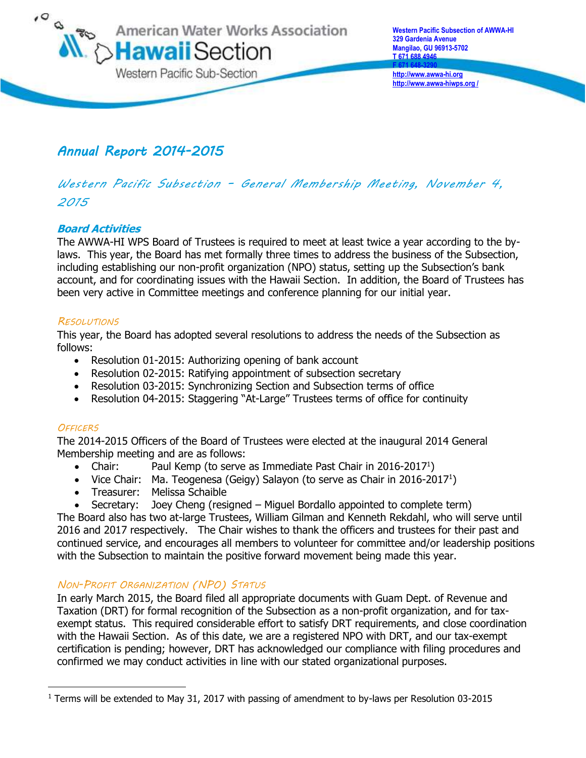American Water Works Association
**Hawaii Section**
Western Pacific Sub-Section

**Western Pacific Subsection of AWWA-HI**
**329 Gardenia Avenue**
**Mangilao, GU 96913-5702**
**T 671 688 4946**
**F 671 648-3290**
**http://www.awwa-hi.org**
**http://www.awwa-hiwps.org /**

# *Annual Report 2014-2015*

## *Western Pacific Subsection – General Membership Meeting, November 4, 2015*

### ***Board Activities***

The AWWA-HI WPS Board of Trustees is required to meet at least twice a year according to the by-laws. This year, the Board has met formally three times to address the business of the Subsection, including establishing our non-profit organization (NPO) status, setting up the Subsection's bank account, and for coordinating issues with the Hawaii Section. In addition, the Board of Trustees has been very active in Committee meetings and conference planning for our initial year.

#### *Resolutions*

This year, the Board has adopted several resolutions to address the needs of the Subsection as follows:

- Resolution 01-2015: Authorizing opening of bank account
- Resolution 02-2015: Ratifying appointment of subsection secretary
- Resolution 03-2015: Synchronizing Section and Subsection terms of office
- Resolution 04-2015: Staggering "At-Large" Trustees terms of office for continuity

#### *Officers*

The 2014-2015 Officers of the Board of Trustees were elected at the inaugural 2014 General Membership meeting and are as follows:

- Chair: Paul Kemp (to serve as Immediate Past Chair in 2016-2017[1])
- Vice Chair: Ma. Teogenesa (Geigy) Salayon (to serve as Chair in 2016-2017[1])
- Treasurer: Melissa Schaible
- Secretary: Joey Cheng (resigned – Miguel Bordallo appointed to complete term)

The Board also has two at-large Trustees, William Gilman and Kenneth Rekdahl, who will serve until 2016 and 2017 respectively. The Chair wishes to thank the officers and trustees for their past and continued service, and encourages all members to volunteer for committee and/or leadership positions with the Subsection to maintain the positive forward movement being made this year.

#### *Non-Profit Organization (NPO) Status*

In early March 2015, the Board filed all appropriate documents with Guam Dept. of Revenue and Taxation (DRT) for formal recognition of the Subsection as a non-profit organization, and for tax-exempt status. This required considerable effort to satisfy DRT requirements, and close coordination with the Hawaii Section. As of this date, we are a registered NPO with DRT, and our tax-exempt certification is pending; however, DRT has acknowledged our compliance with filing procedures and confirmed we may conduct activities in line with our stated organizational purposes.

---

[1] Terms will be extended to May 31, 2017 with passing of amendment to by-laws per Resolution 03-2015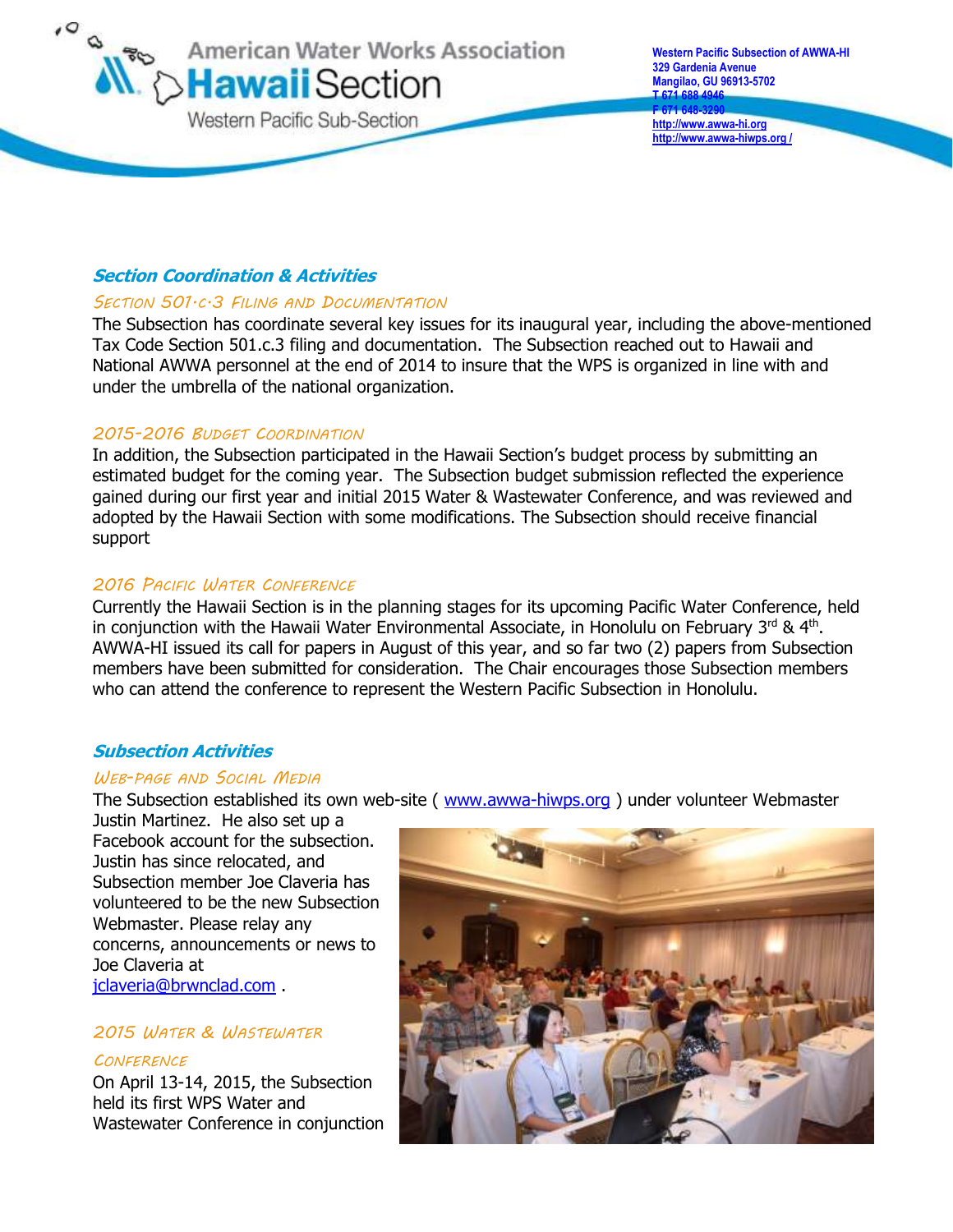## Section Coordination & Activities

### Section 501.c.3 Filing and Documentation

The Subsection has coordinate several key issues for its inaugural year, including the above-mentioned Tax Code Section 501.c.3 filing and documentation. The Subsection reached out to Hawaii and National AWWA personnel at the end of 2014 to insure that the WPS is organized in line with and under the umbrella of the national organization.

### 2015-2016 Budget Coordination

In addition, the Subsection participated in the Hawaii Section's budget process by submitting an estimated budget for the coming year. The Subsection budget submission reflected the experience gained during our first year and initial 2015 Water & Wastewater Conference, and was reviewed and adopted by the Hawaii Section with some modifications. The Subsection should receive financial support

### 2016 Pacific Water Conference

Currently the Hawaii Section is in the planning stages for its upcoming Pacific Water Conference, held in conjunction with the Hawaii Water Environmental Associate, in Honolulu on February 3rd & 4th. AWWA-HI issued its call for papers in August of this year, and so far two (2) papers from Subsection members have been submitted for consideration. The Chair encourages those Subsection members who can attend the conference to represent the Western Pacific Subsection in Honolulu.

## Subsection Activities

### Web-page and Social Media

The Subsection established its own web-site ( www.awwa-hiwps.org ) under volunteer Webmaster Justin Martinez. He also set up a Facebook account for the subsection. Justin has since relocated, and Subsection member Joe Claveria has volunteered to be the new Subsection Webmaster. Please relay any concerns, announcements or news to Joe Claveria at jclaveria@brwnclad.com .

### 2015 Water & Wastewater Conference

On April 13-14, 2015, the Subsection held its first WPS Water and Wastewater Conference in conjunction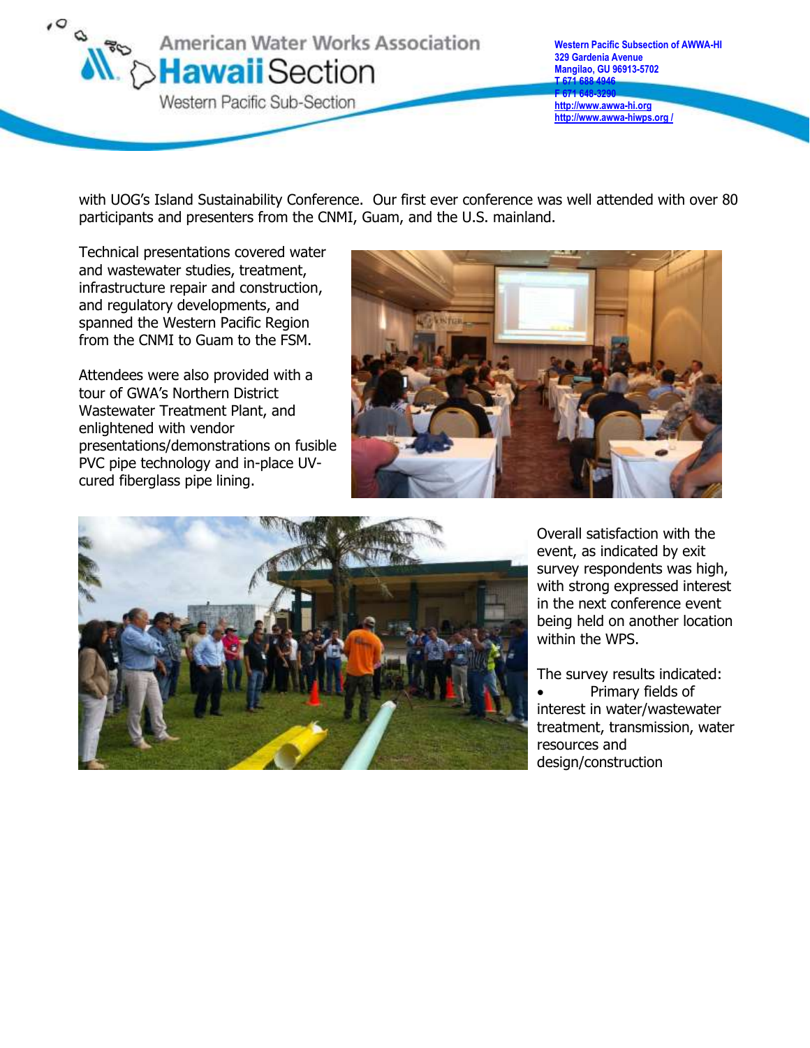with UOG's Island Sustainability Conference. Our first ever conference was well attended with over 80 participants and presenters from the CNMI, Guam, and the U.S. mainland.

Technical presentations covered water and wastewater studies, treatment, infrastructure repair and construction, and regulatory developments, and spanned the Western Pacific Region from the CNMI to Guam to the FSM.

Attendees were also provided with a tour of GWA's Northern District Wastewater Treatment Plant, and enlightened with vendor presentations/demonstrations on fusible PVC pipe technology and in-place UV-cured fiberglass pipe lining.

Overall satisfaction with the event, as indicated by exit survey respondents was high, with strong expressed interest in the next conference event being held on another location within the WPS.

The survey results indicated:

- Primary fields of interest in water/wastewater treatment, transmission, water resources and design/construction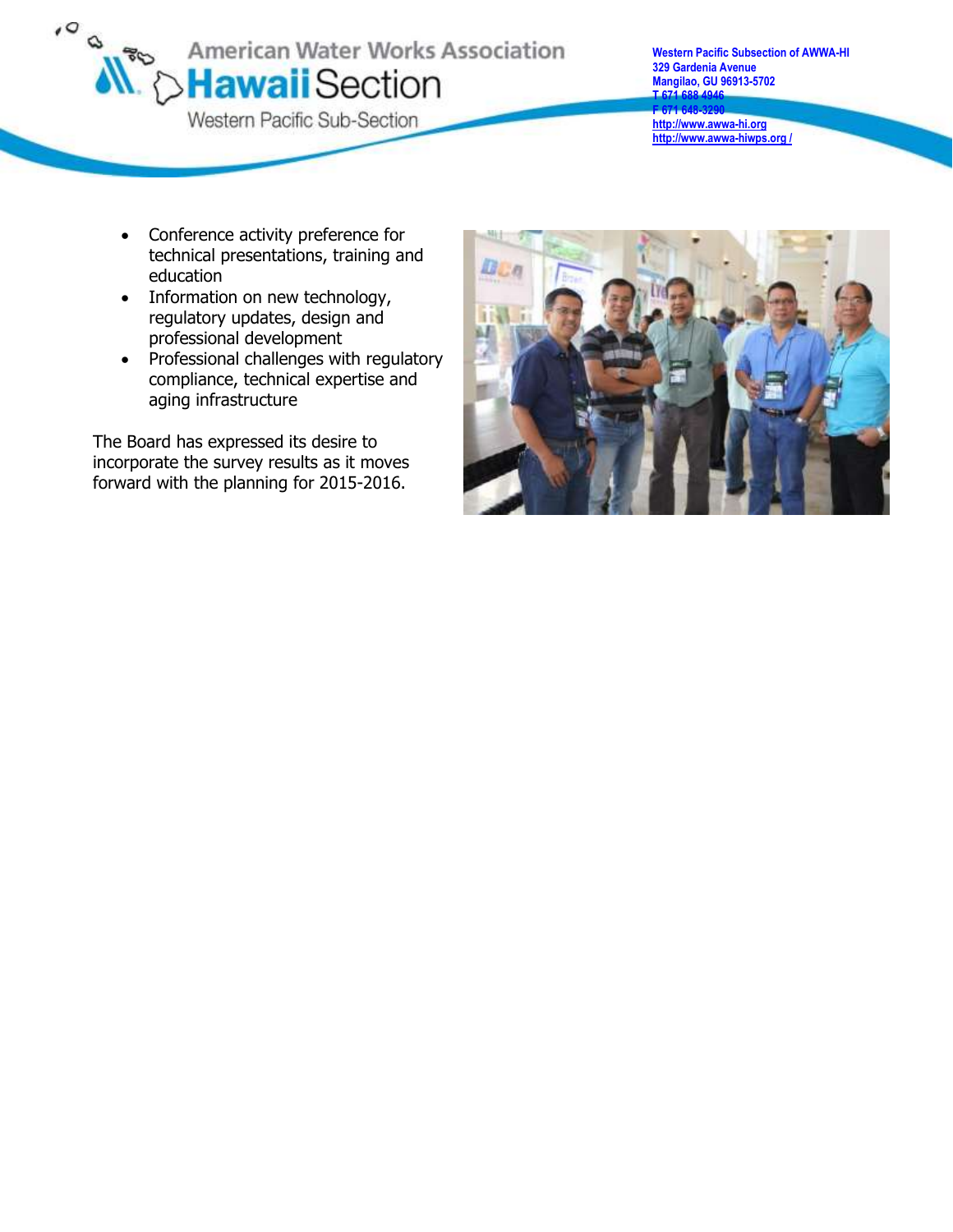- Conference activity preference for technical presentations, training and education
- Information on new technology, regulatory updates, design and professional development
- Professional challenges with regulatory compliance, technical expertise and aging infrastructure

The Board has expressed its desire to incorporate the survey results as it moves forward with the planning for 2015-2016.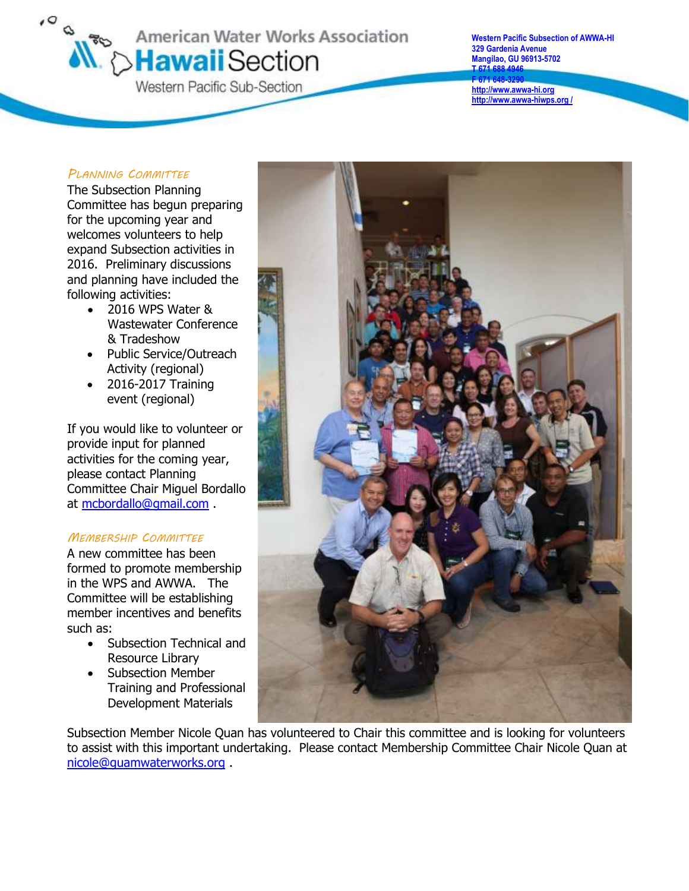## *Planning Committee*

The Subsection Planning Committee has begun preparing for the upcoming year and welcomes volunteers to help expand Subsection activities in 2016. Preliminary discussions and planning have included the following activities:

- 2016 WPS Water & Wastewater Conference & Tradeshow
- Public Service/Outreach Activity (regional)
- 2016-2017 Training event (regional)

If you would like to volunteer or provide input for planned activities for the coming year, please contact Planning Committee Chair Miguel Bordallo at mcbordallo@gmail.com .

## *Membership Committee*

A new committee has been formed to promote membership in the WPS and AWWA. The Committee will be establishing member incentives and benefits such as:

- Subsection Technical and Resource Library
- Subsection Member Training and Professional Development Materials

Subsection Member Nicole Quan has volunteered to Chair this committee and is looking for volunteers to assist with this important undertaking. Please contact Membership Committee Chair Nicole Quan at nicole@guamwaterworks.org .